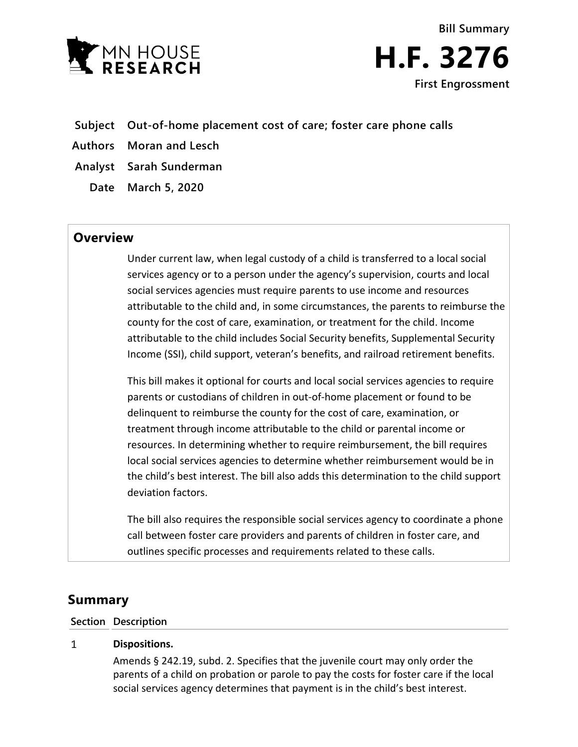MN HOUSE RESEARCH

Bill Summary

# H.F. 3276

First Engrossment

**Subject** Out-of-home placement cost of care; foster care phone calls

**Authors** Moran and Lesch

**Analyst** Sarah Sunderman

**Date** March 5, 2020

## Overview

Under current law, when legal custody of a child is transferred to a local social services agency or to a person under the agency's supervision, courts and local social services agencies must require parents to use income and resources attributable to the child and, in some circumstances, the parents to reimburse the county for the cost of care, examination, or treatment for the child. Income attributable to the child includes Social Security benefits, Supplemental Security Income (SSI), child support, veteran's benefits, and railroad retirement benefits.

This bill makes it optional for courts and local social services agencies to require parents or custodians of children in out-of-home placement or found to be delinquent to reimburse the county for the cost of care, examination, or treatment through income attributable to the child or parental income or resources. In determining whether to require reimbursement, the bill requires local social services agencies to determine whether reimbursement would be in the child's best interest. The bill also adds this determination to the child support deviation factors.

The bill also requires the responsible social services agency to coordinate a phone call between foster care providers and parents of children in foster care, and outlines specific processes and requirements related to these calls.

## Summary

| Section | Description |
|---|---|
| 1 | **Dispositions.**<br>Amends § 242.19, subd. 2. Specifies that the juvenile court may only order the parents of a child on probation or parole to pay the costs for foster care if the local social services agency determines that payment is in the child's best interest. |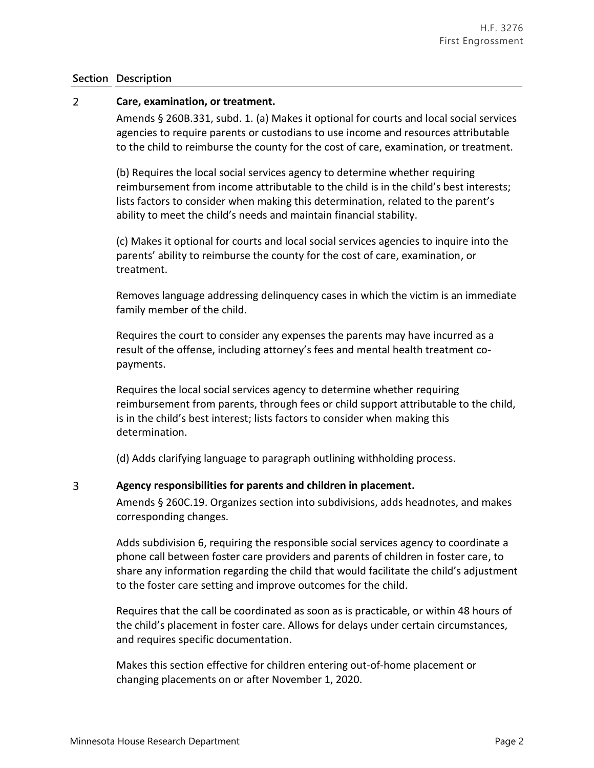| Section | Description |
|---|---|
| 2 | **Care, examination, or treatment.** |
| | Amends § 260B.331, subd. 1. (a) Makes it optional for courts and local social services agencies to require parents or custodians to use income and resources attributable to the child to reimburse the county for the cost of care, examination, or treatment. |
| | (b) Requires the local social services agency to determine whether requiring reimbursement from income attributable to the child is in the child's best interests; lists factors to consider when making this determination, related to the parent's ability to meet the child's needs and maintain financial stability. |
| | (c) Makes it optional for courts and local social services agencies to inquire into the parents' ability to reimburse the county for the cost of care, examination, or treatment. |
| | Removes language addressing delinquency cases in which the victim is an immediate family member of the child. |
| | Requires the court to consider any expenses the parents may have incurred as a result of the offense, including attorney's fees and mental health treatment co-payments. |
| | Requires the local social services agency to determine whether requiring reimbursement from parents, through fees or child support attributable to the child, is in the child's best interest; lists factors to consider when making this determination. |
| | (d) Adds clarifying language to paragraph outlining withholding process. |
| 3 | **Agency responsibilities for parents and children in placement.** |
| | Amends § 260C.19. Organizes section into subdivisions, adds headnotes, and makes corresponding changes. |
| | Adds subdivision 6, requiring the responsible social services agency to coordinate a phone call between foster care providers and parents of children in foster care, to share any information regarding the child that would facilitate the child's adjustment to the foster care setting and improve outcomes for the child. |
| | Requires that the call be coordinated as soon as is practicable, or within 48 hours of the child's placement in foster care. Allows for delays under certain circumstances, and requires specific documentation. |
| | Makes this section effective for children entering out-of-home placement or changing placements on or after November 1, 2020. |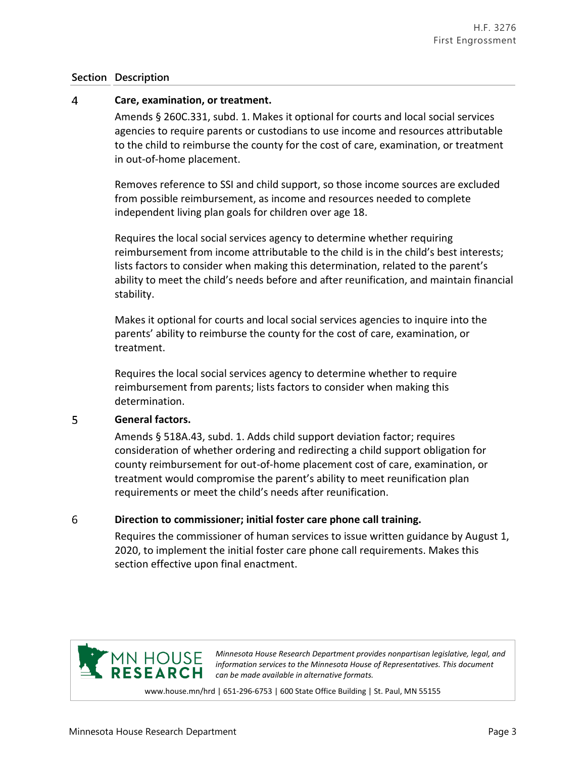| Section | Description |
|---|---|
| 4 | **Care, examination, or treatment.**<br><br>Amends § 260C.331, subd. 1. Makes it optional for courts and local social services agencies to require parents or custodians to use income and resources attributable to the child to reimburse the county for the cost of care, examination, or treatment in out-of-home placement.<br><br>Removes reference to SSI and child support, so those income sources are excluded from possible reimbursement, as income and resources needed to complete independent living plan goals for children over age 18.<br><br>Requires the local social services agency to determine whether requiring reimbursement from income attributable to the child is in the child's best interests; lists factors to consider when making this determination, related to the parent's ability to meet the child's needs before and after reunification, and maintain financial stability.<br><br>Makes it optional for courts and local social services agencies to inquire into the parents' ability to reimburse the county for the cost of care, examination, or treatment.<br><br>Requires the local social services agency to determine whether to require reimbursement from parents; lists factors to consider when making this determination. |
| 5 | **General factors.**<br><br>Amends § 518A.43, subd. 1. Adds child support deviation factor; requires consideration of whether ordering and redirecting a child support obligation for county reimbursement for out-of-home placement cost of care, examination, or treatment would compromise the parent's ability to meet reunification plan requirements or meet the child's needs after reunification. |
| 6 | **Direction to commissioner; initial foster care phone call training.**<br><br>Requires the commissioner of human services to issue written guidance by August 1, 2020, to implement the initial foster care phone call requirements. Makes this section effective upon final enactment. |

MN HOUSE RESEARCH

*Minnesota House Research Department provides nonpartisan legislative, legal, and information services to the Minnesota House of Representatives. This document can be made available in alternative formats.*

www.house.mn/hrd | 651-296-6753 | 600 State Office Building | St. Paul, MN 55155